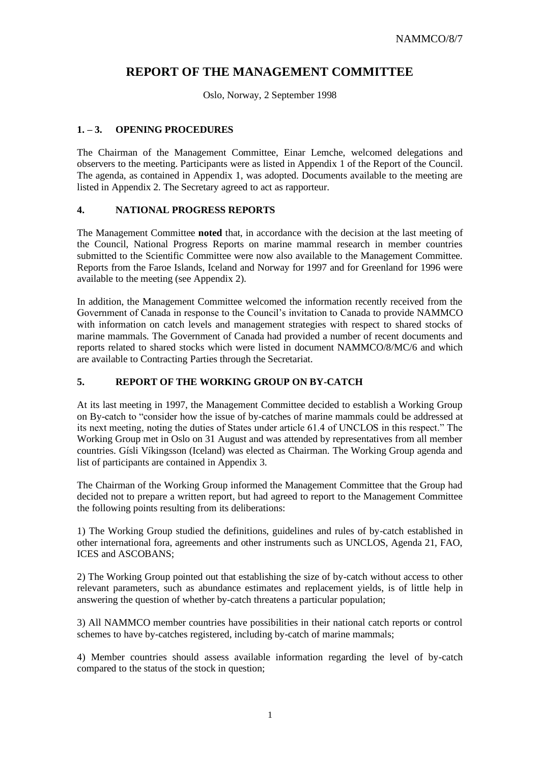NAMMCO/8/7

# REPORT OF THE MANAGEMENT COMMITTEE

Oslo, Norway, 2 September 1998

## 1. – 3. OPENING PROCEDURES

The Chairman of the Management Committee, Einar Lemche, welcomed delegations and observers to the meeting. Participants were as listed in Appendix 1 of the Report of the Council. The agenda, as contained in Appendix 1, was adopted. Documents available to the meeting are listed in Appendix 2. The Secretary agreed to act as rapporteur.

## 4. NATIONAL PROGRESS REPORTS

The Management Committee **noted** that, in accordance with the decision at the last meeting of the Council, National Progress Reports on marine mammal research in member countries submitted to the Scientific Committee were now also available to the Management Committee. Reports from the Faroe Islands, Iceland and Norway for 1997 and for Greenland for 1996 were available to the meeting (see Appendix 2).

In addition, the Management Committee welcomed the information recently received from the Government of Canada in response to the Council's invitation to Canada to provide NAMMCO with information on catch levels and management strategies with respect to shared stocks of marine mammals. The Government of Canada had provided a number of recent documents and reports related to shared stocks which were listed in document NAMMCO/8/MC/6 and which are available to Contracting Parties through the Secretariat.

## 5. REPORT OF THE WORKING GROUP ON BY-CATCH

At its last meeting in 1997, the Management Committee decided to establish a Working Group on By-catch to "consider how the issue of by-catches of marine mammals could be addressed at its next meeting, noting the duties of States under article 61.4 of UNCLOS in this respect." The Working Group met in Oslo on 31 August and was attended by representatives from all member countries. Gísli Víkingsson (Iceland) was elected as Chairman. The Working Group agenda and list of participants are contained in Appendix 3.

The Chairman of the Working Group informed the Management Committee that the Group had decided not to prepare a written report, but had agreed to report to the Management Committee the following points resulting from its deliberations:

1) The Working Group studied the definitions, guidelines and rules of by-catch established in other international fora, agreements and other instruments such as UNCLOS, Agenda 21, FAO, ICES and ASCOBANS;

2) The Working Group pointed out that establishing the size of by-catch without access to other relevant parameters, such as abundance estimates and replacement yields, is of little help in answering the question of whether by-catch threatens a particular population;

3) All NAMMCO member countries have possibilities in their national catch reports or control schemes to have by-catches registered, including by-catch of marine mammals;

4) Member countries should assess available information regarding the level of by-catch compared to the status of the stock in question;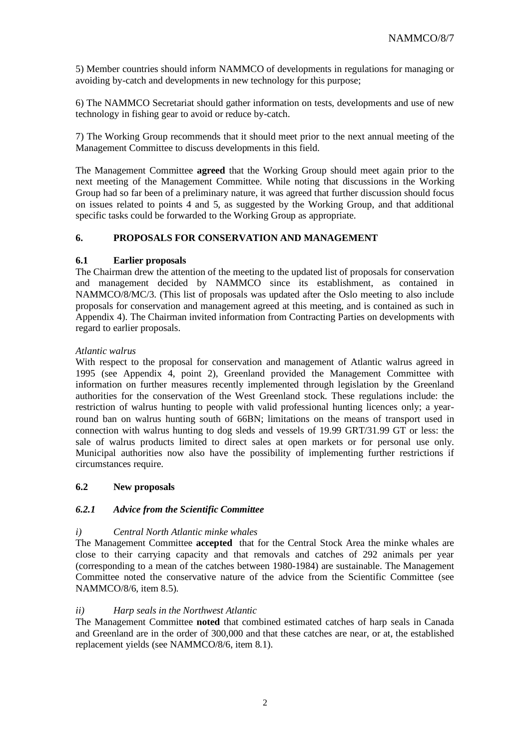5) Member countries should inform NAMMCO of developments in regulations for managing or avoiding by-catch and developments in new technology for this purpose;

6) The NAMMCO Secretariat should gather information on tests, developments and use of new technology in fishing gear to avoid or reduce by-catch.

7) The Working Group recommends that it should meet prior to the next annual meeting of the Management Committee to discuss developments in this field.

The Management Committee **agreed** that the Working Group should meet again prior to the next meeting of the Management Committee. While noting that discussions in the Working Group had so far been of a preliminary nature, it was agreed that further discussion should focus on issues related to points 4 and 5, as suggested by the Working Group, and that additional specific tasks could be forwarded to the Working Group as appropriate.

## 6. PROPOSALS FOR CONSERVATION AND MANAGEMENT

### 6.1 Earlier proposals

The Chairman drew the attention of the meeting to the updated list of proposals for conservation and management decided by NAMMCO since its establishment, as contained in NAMMCO/8/MC/3. (This list of proposals was updated after the Oslo meeting to also include proposals for conservation and management agreed at this meeting, and is contained as such in Appendix 4). The Chairman invited information from Contracting Parties on developments with regard to earlier proposals.

*Atlantic walrus*

With respect to the proposal for conservation and management of Atlantic walrus agreed in 1995 (see Appendix 4, point 2), Greenland provided the Management Committee with information on further measures recently implemented through legislation by the Greenland authorities for the conservation of the West Greenland stock. These regulations include: the restriction of walrus hunting to people with valid professional hunting licences only; a year-round ban on walrus hunting south of 66BN; limitations on the means of transport used in connection with walrus hunting to dog sleds and vessels of 19.99 GRT/31.99 GT or less: the sale of walrus products limited to direct sales at open markets or for personal use only. Municipal authorities now also have the possibility of implementing further restrictions if circumstances require.

### 6.2 New proposals

#### *6.2.1 Advice from the Scientific Committee*

*i) Central North Atlantic minke whales*

The Management Committee **accepted** that for the Central Stock Area the minke whales are close to their carrying capacity and that removals and catches of 292 animals per year (corresponding to a mean of the catches between 1980-1984) are sustainable. The Management Committee noted the conservative nature of the advice from the Scientific Committee (see NAMMCO/8/6, item 8.5).

*ii) Harp seals in the Northwest Atlantic*

The Management Committee **noted** that combined estimated catches of harp seals in Canada and Greenland are in the order of 300,000 and that these catches are near, or at, the established replacement yields (see NAMMCO/8/6, item 8.1).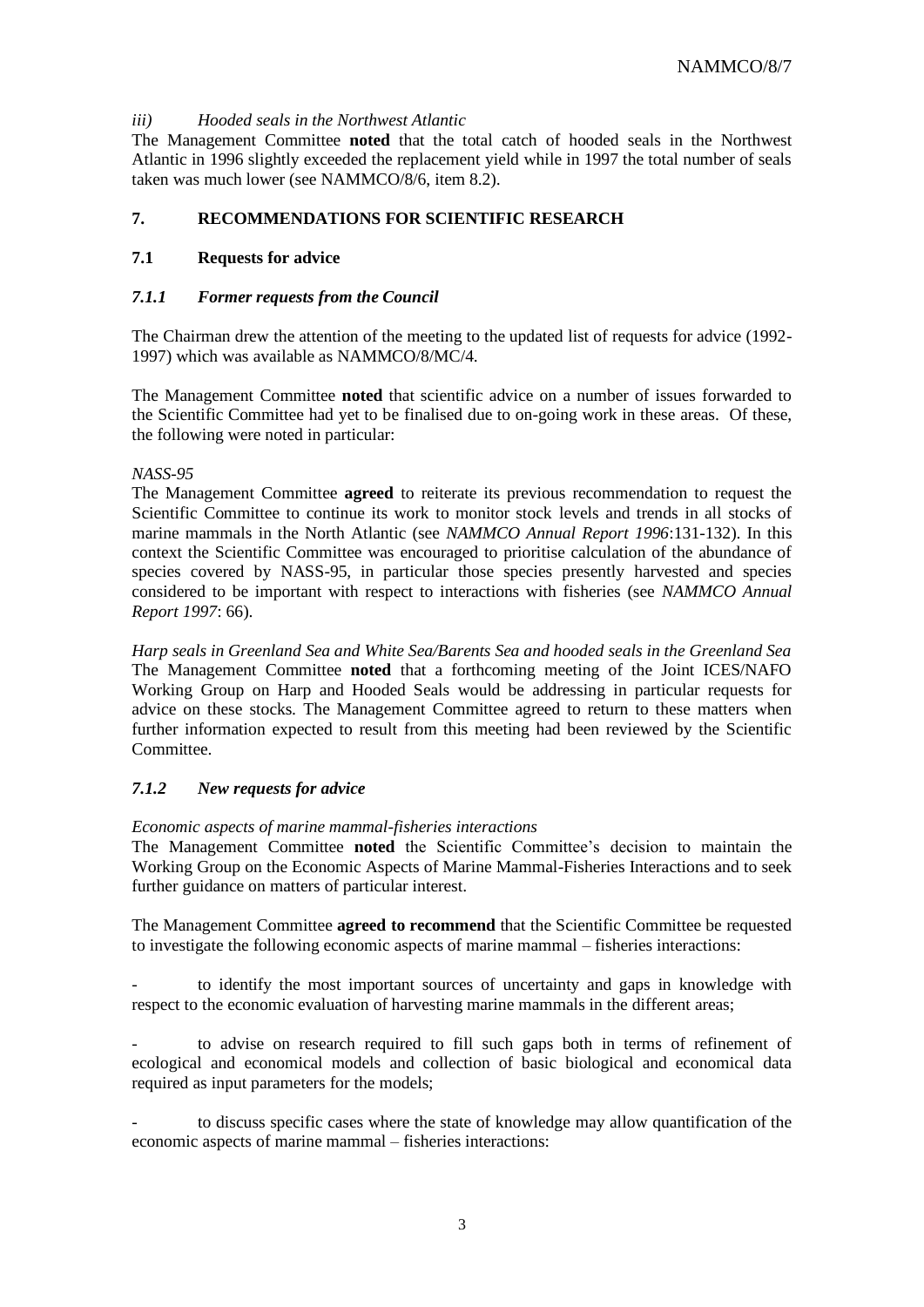*iii) Hooded seals in the Northwest Atlantic*

The Management Committee **noted** that the total catch of hooded seals in the Northwest Atlantic in 1996 slightly exceeded the replacement yield while in 1997 the total number of seals taken was much lower (see NAMMCO/8/6, item 8.2).

## 7. RECOMMENDATIONS FOR SCIENTIFIC RESEARCH

### 7.1 Requests for advice

#### *7.1.1 Former requests from the Council*

The Chairman drew the attention of the meeting to the updated list of requests for advice (1992-1997) which was available as NAMMCO/8/MC/4.

The Management Committee **noted** that scientific advice on a number of issues forwarded to the Scientific Committee had yet to be finalised due to on-going work in these areas. Of these, the following were noted in particular:

*NASS-95*

The Management Committee **agreed** to reiterate its previous recommendation to request the Scientific Committee to continue its work to monitor stock levels and trends in all stocks of marine mammals in the North Atlantic (see *NAMMCO Annual Report 1996*:131-132). In this context the Scientific Committee was encouraged to prioritise calculation of the abundance of species covered by NASS-95, in particular those species presently harvested and species considered to be important with respect to interactions with fisheries (see *NAMMCO Annual Report 1997*: 66).

*Harp seals in Greenland Sea and White Sea/Barents Sea and hooded seals in the Greenland Sea*

The Management Committee **noted** that a forthcoming meeting of the Joint ICES/NAFO Working Group on Harp and Hooded Seals would be addressing in particular requests for advice on these stocks. The Management Committee agreed to return to these matters when further information expected to result from this meeting had been reviewed by the Scientific Committee.

#### *7.1.2 New requests for advice*

*Economic aspects of marine mammal-fisheries interactions*

The Management Committee **noted** the Scientific Committee's decision to maintain the Working Group on the Economic Aspects of Marine Mammal-Fisheries Interactions and to seek further guidance on matters of particular interest.

The Management Committee **agreed to recommend** that the Scientific Committee be requested to investigate the following economic aspects of marine mammal – fisheries interactions:

- to identify the most important sources of uncertainty and gaps in knowledge with respect to the economic evaluation of harvesting marine mammals in the different areas;

- to advise on research required to fill such gaps both in terms of refinement of ecological and economical models and collection of basic biological and economical data required as input parameters for the models;

- to discuss specific cases where the state of knowledge may allow quantification of the economic aspects of marine mammal – fisheries interactions: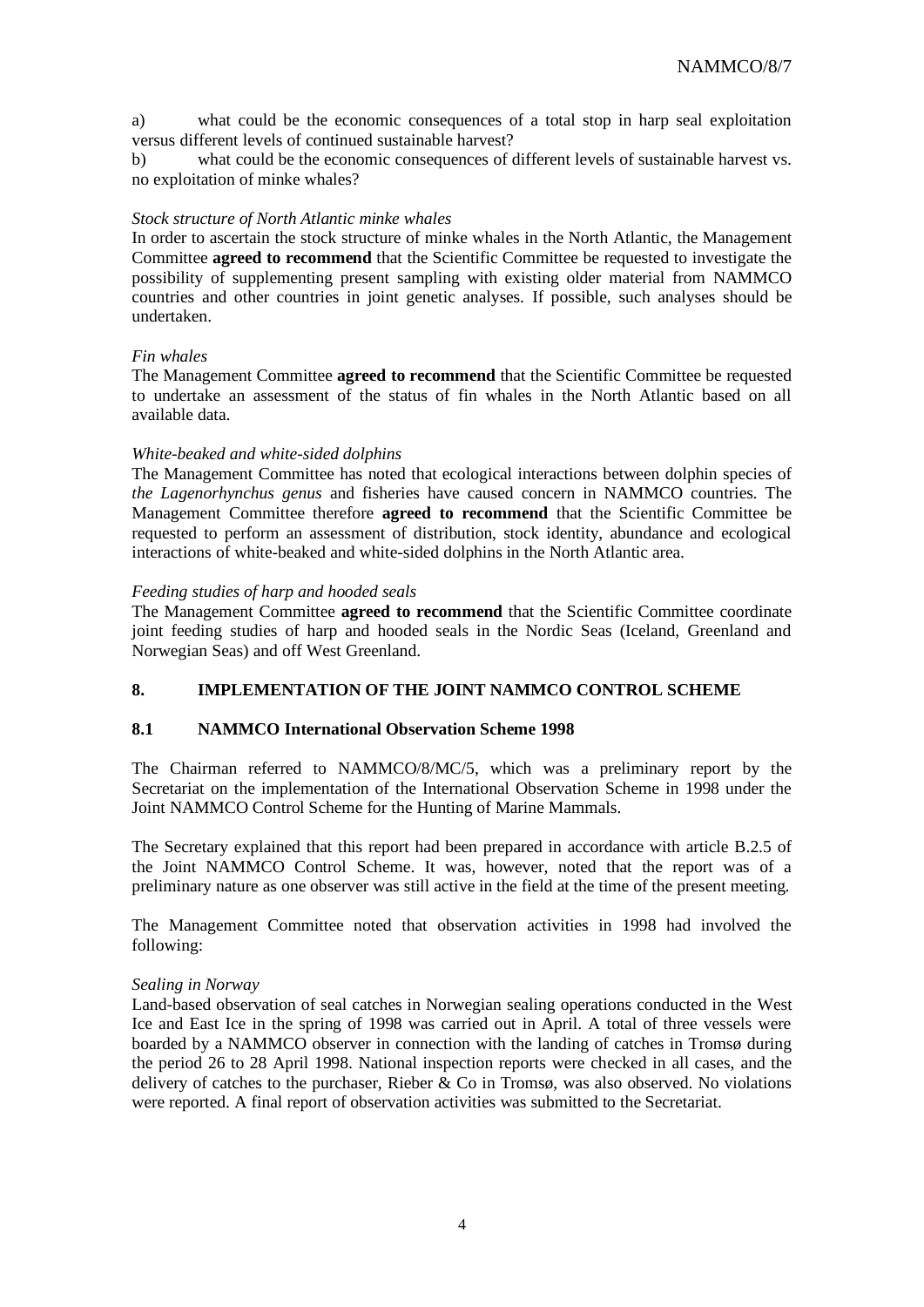a) what could be the economic consequences of a total stop in harp seal exploitation versus different levels of continued sustainable harvest?

b) what could be the economic consequences of different levels of sustainable harvest vs. no exploitation of minke whales?

*Stock structure of North Atlantic minke whales*

In order to ascertain the stock structure of minke whales in the North Atlantic, the Management Committee **agreed to recommend** that the Scientific Committee be requested to investigate the possibility of supplementing present sampling with existing older material from NAMMCO countries and other countries in joint genetic analyses. If possible, such analyses should be undertaken.

*Fin whales*

The Management Committee **agreed to recommend** that the Scientific Committee be requested to undertake an assessment of the status of fin whales in the North Atlantic based on all available data.

*White-beaked and white-sided dolphins*

The Management Committee has noted that ecological interactions between dolphin species of *the Lagenorhynchus genus* and fisheries have caused concern in NAMMCO countries. The Management Committee therefore **agreed to recommend** that the Scientific Committee be requested to perform an assessment of distribution, stock identity, abundance and ecological interactions of white-beaked and white-sided dolphins in the North Atlantic area.

*Feeding studies of harp and hooded seals*

The Management Committee **agreed to recommend** that the Scientific Committee coordinate joint feeding studies of harp and hooded seals in the Nordic Seas (Iceland, Greenland and Norwegian Seas) and off West Greenland.

## 8. IMPLEMENTATION OF THE JOINT NAMMCO CONTROL SCHEME

### 8.1 NAMMCO International Observation Scheme 1998

The Chairman referred to NAMMCO/8/MC/5, which was a preliminary report by the Secretariat on the implementation of the International Observation Scheme in 1998 under the Joint NAMMCO Control Scheme for the Hunting of Marine Mammals.

The Secretary explained that this report had been prepared in accordance with article B.2.5 of the Joint NAMMCO Control Scheme. It was, however, noted that the report was of a preliminary nature as one observer was still active in the field at the time of the present meeting.

The Management Committee noted that observation activities in 1998 had involved the following:

*Sealing in Norway*

Land-based observation of seal catches in Norwegian sealing operations conducted in the West Ice and East Ice in the spring of 1998 was carried out in April. A total of three vessels were boarded by a NAMMCO observer in connection with the landing of catches in Tromsø during the period 26 to 28 April 1998. National inspection reports were checked in all cases, and the delivery of catches to the purchaser, Rieber & Co in Tromsø, was also observed. No violations were reported. A final report of observation activities was submitted to the Secretariat.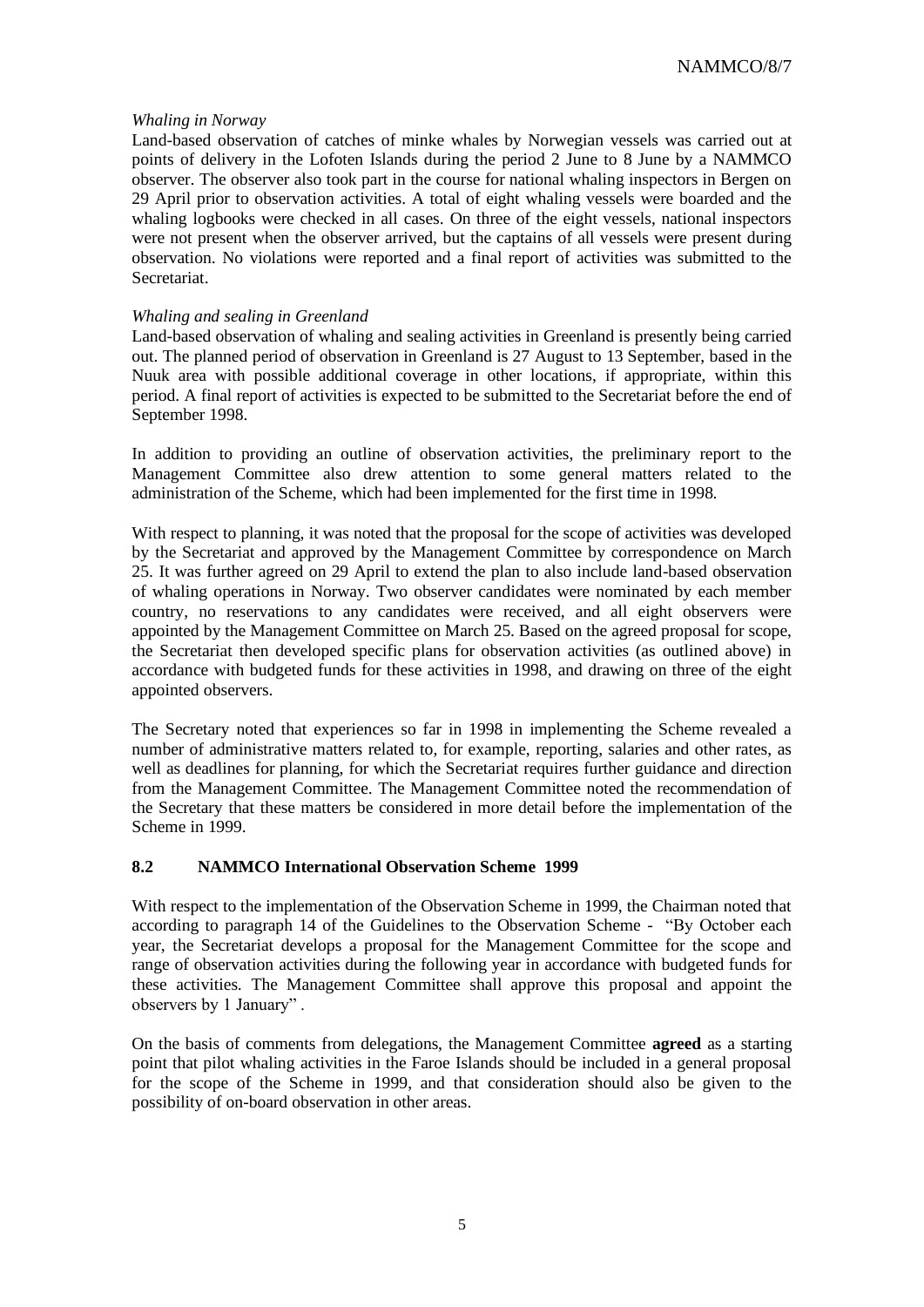*Whaling in Norway*

Land-based observation of catches of minke whales by Norwegian vessels was carried out at points of delivery in the Lofoten Islands during the period 2 June to 8 June by a NAMMCO observer. The observer also took part in the course for national whaling inspectors in Bergen on 29 April prior to observation activities. A total of eight whaling vessels were boarded and the whaling logbooks were checked in all cases. On three of the eight vessels, national inspectors were not present when the observer arrived, but the captains of all vessels were present during observation. No violations were reported and a final report of activities was submitted to the Secretariat.

*Whaling and sealing in Greenland*

Land-based observation of whaling and sealing activities in Greenland is presently being carried out. The planned period of observation in Greenland is 27 August to 13 September, based in the Nuuk area with possible additional coverage in other locations, if appropriate, within this period. A final report of activities is expected to be submitted to the Secretariat before the end of September 1998.

In addition to providing an outline of observation activities, the preliminary report to the Management Committee also drew attention to some general matters related to the administration of the Scheme, which had been implemented for the first time in 1998.

With respect to planning, it was noted that the proposal for the scope of activities was developed by the Secretariat and approved by the Management Committee by correspondence on March 25. It was further agreed on 29 April to extend the plan to also include land-based observation of whaling operations in Norway. Two observer candidates were nominated by each member country, no reservations to any candidates were received, and all eight observers were appointed by the Management Committee on March 25. Based on the agreed proposal for scope, the Secretariat then developed specific plans for observation activities (as outlined above) in accordance with budgeted funds for these activities in 1998, and drawing on three of the eight appointed observers.

The Secretary noted that experiences so far in 1998 in implementing the Scheme revealed a number of administrative matters related to, for example, reporting, salaries and other rates, as well as deadlines for planning, for which the Secretariat requires further guidance and direction from the Management Committee. The Management Committee noted the recommendation of the Secretary that these matters be considered in more detail before the implementation of the Scheme in 1999.

## 8.2 NAMMCO International Observation Scheme 1999

With respect to the implementation of the Observation Scheme in 1999, the Chairman noted that according to paragraph 14 of the Guidelines to the Observation Scheme - "By October each year, the Secretariat develops a proposal for the Management Committee for the scope and range of observation activities during the following year in accordance with budgeted funds for these activities. The Management Committee shall approve this proposal and appoint the observers by 1 January" .

On the basis of comments from delegations, the Management Committee **agreed** as a starting point that pilot whaling activities in the Faroe Islands should be included in a general proposal for the scope of the Scheme in 1999, and that consideration should also be given to the possibility of on-board observation in other areas.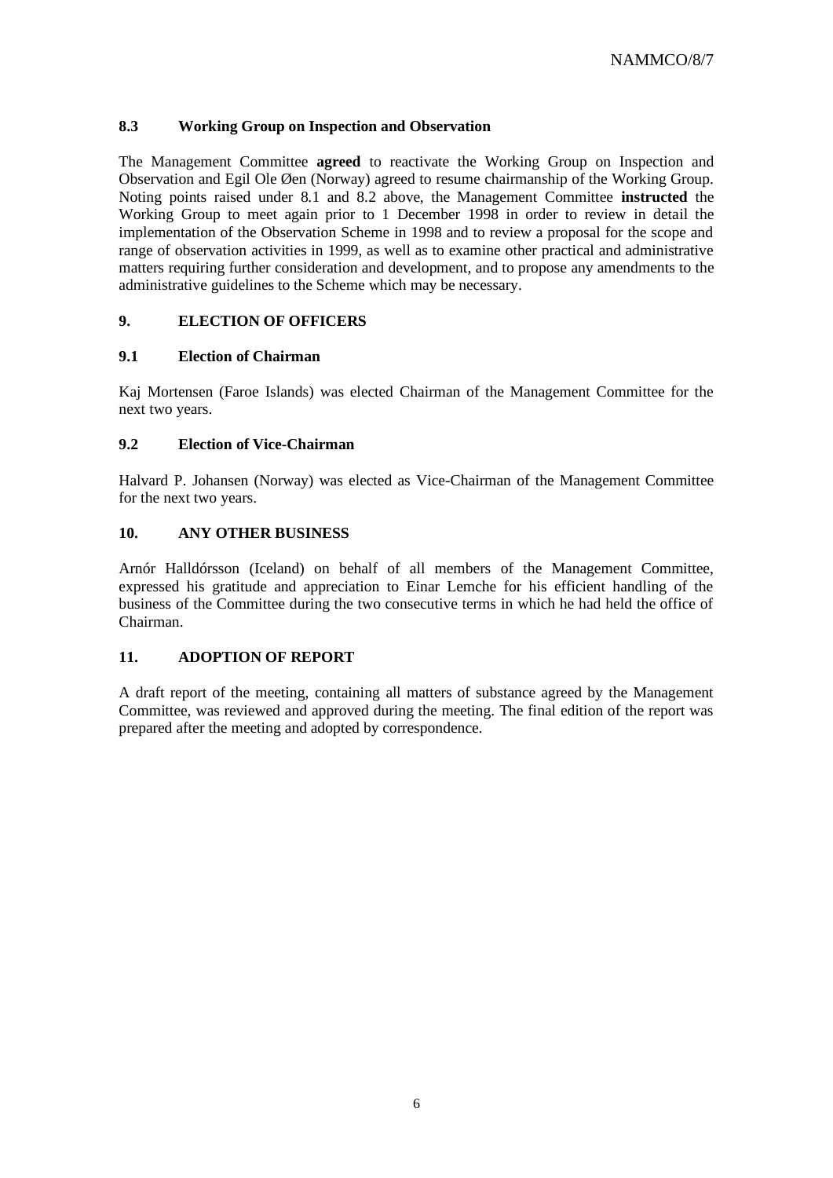### 8.3 Working Group on Inspection and Observation

The Management Committee **agreed** to reactivate the Working Group on Inspection and Observation and Egil Ole Øen (Norway) agreed to resume chairmanship of the Working Group. Noting points raised under 8.1 and 8.2 above, the Management Committee **instructed** the Working Group to meet again prior to 1 December 1998 in order to review in detail the implementation of the Observation Scheme in 1998 and to review a proposal for the scope and range of observation activities in 1999, as well as to examine other practical and administrative matters requiring further consideration and development, and to propose any amendments to the administrative guidelines to the Scheme which may be necessary.

## 9. ELECTION OF OFFICERS

### 9.1 Election of Chairman

Kaj Mortensen (Faroe Islands) was elected Chairman of the Management Committee for the next two years.

### 9.2 Election of Vice-Chairman

Halvard P. Johansen (Norway) was elected as Vice-Chairman of the Management Committee for the next two years.

## 10. ANY OTHER BUSINESS

Arnór Halldórsson (Iceland) on behalf of all members of the Management Committee, expressed his gratitude and appreciation to Einar Lemche for his efficient handling of the business of the Committee during the two consecutive terms in which he had held the office of Chairman.

## 11. ADOPTION OF REPORT

A draft report of the meeting, containing all matters of substance agreed by the Management Committee, was reviewed and approved during the meeting. The final edition of the report was prepared after the meeting and adopted by correspondence.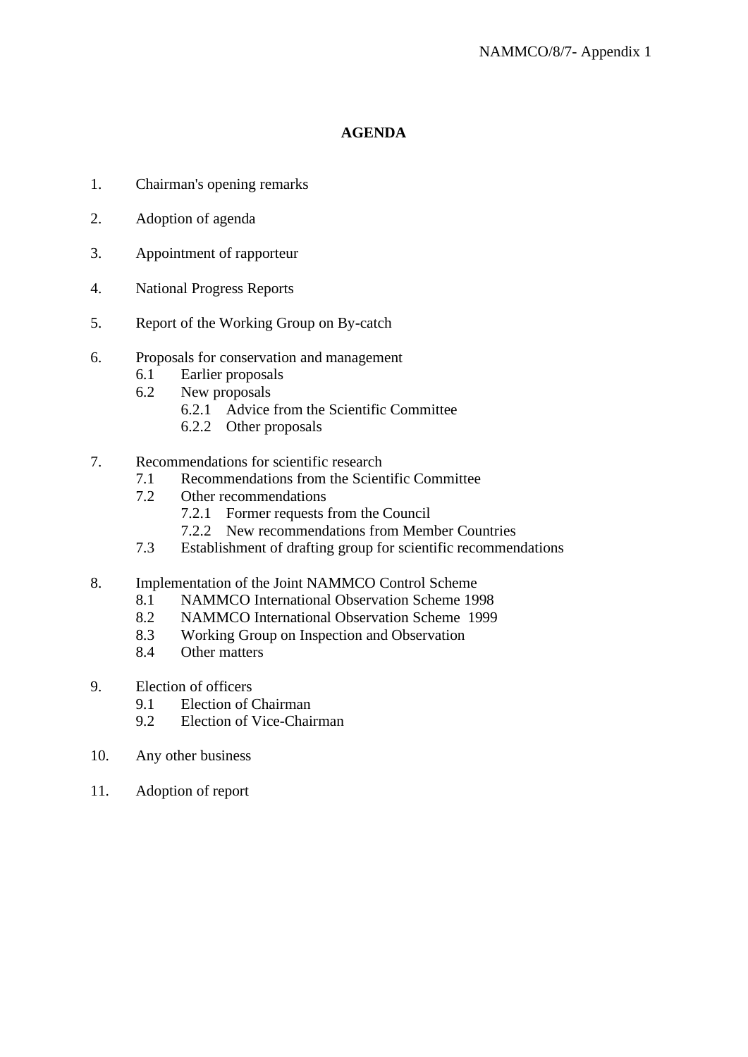# AGENDA

1. Chairman's opening remarks

2. Adoption of agenda

3. Appointment of rapporteur

4. National Progress Reports

5. Report of the Working Group on By-catch

6. Proposals for conservation and management
   - 6.1 Earlier proposals
   - 6.2 New proposals
     - 6.2.1 Advice from the Scientific Committee
     - 6.2.2 Other proposals

7. Recommendations for scientific research
   - 7.1 Recommendations from the Scientific Committee
   - 7.2 Other recommendations
     - 7.2.1 Former requests from the Council
     - 7.2.2 New recommendations from Member Countries
   - 7.3 Establishment of drafting group for scientific recommendations

8. Implementation of the Joint NAMMCO Control Scheme
   - 8.1 NAMMCO International Observation Scheme 1998
   - 8.2 NAMMCO International Observation Scheme 1999
   - 8.3 Working Group on Inspection and Observation
   - 8.4 Other matters

9. Election of officers
   - 9.1 Election of Chairman
   - 9.2 Election of Vice-Chairman

10. Any other business

11. Adoption of report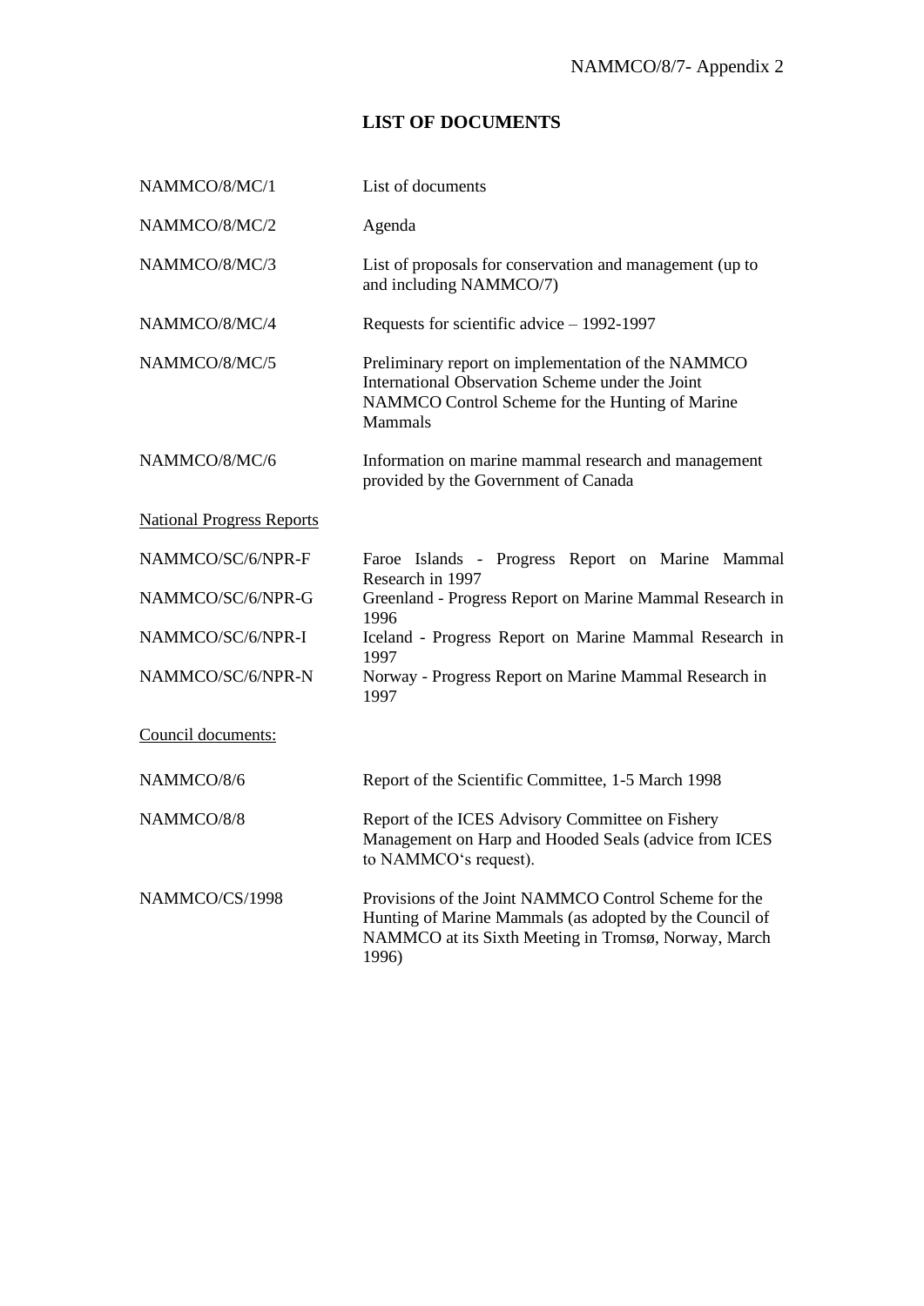# LIST OF DOCUMENTS

| | |
|---|---|
| NAMMCO/8/MC/1 | List of documents |
| NAMMCO/8/MC/2 | Agenda |
| NAMMCO/8/MC/3 | List of proposals for conservation and management (up to and including NAMMCO/7) |
| NAMMCO/8/MC/4 | Requests for scientific advice – 1992-1997 |
| NAMMCO/8/MC/5 | Preliminary report on implementation of the NAMMCO International Observation Scheme under the Joint NAMMCO Control Scheme for the Hunting of Marine Mammals |
| NAMMCO/8/MC/6 | Information on marine mammal research and management provided by the Government of Canada |

<u>National Progress Reports</u>

| | |
|---|---|
| NAMMCO/SC/6/NPR-F | Faroe Islands - Progress Report on Marine Mammal Research in 1997 |
| NAMMCO/SC/6/NPR-G | Greenland - Progress Report on Marine Mammal Research in 1996 |
| NAMMCO/SC/6/NPR-I | Iceland - Progress Report on Marine Mammal Research in 1997 |
| NAMMCO/SC/6/NPR-N | Norway - Progress Report on Marine Mammal Research in 1997 |

<u>Council documents:</u>

| | |
|---|---|
| NAMMCO/8/6 | Report of the Scientific Committee, 1-5 March 1998 |
| NAMMCO/8/8 | Report of the ICES Advisory Committee on Fishery Management on Harp and Hooded Seals (advice from ICES to NAMMCO's request). |
| NAMMCO/CS/1998 | Provisions of the Joint NAMMCO Control Scheme for the Hunting of Marine Mammals (as adopted by the Council of NAMMCO at its Sixth Meeting in Tromsø, Norway, March 1996) |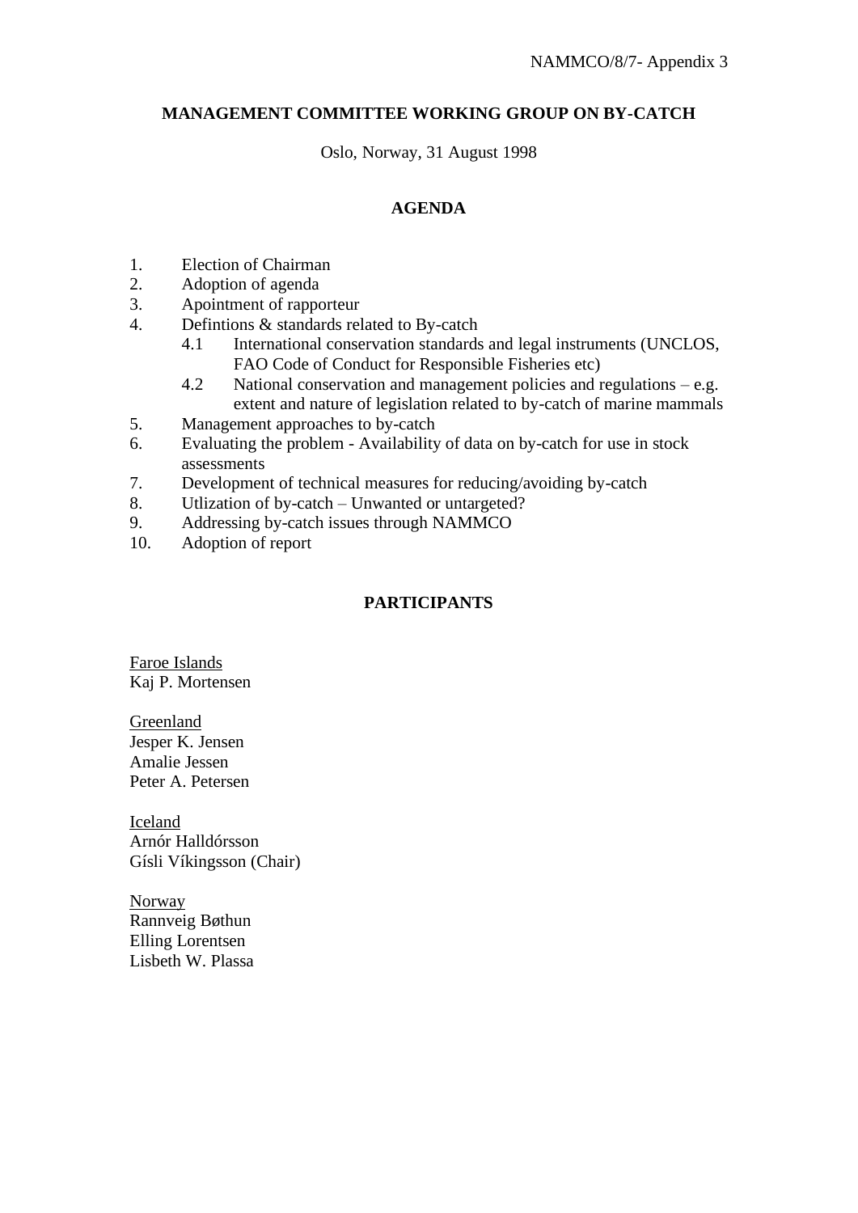NAMMCO/8/7- Appendix 3

## MANAGEMENT COMMITTEE WORKING GROUP ON BY-CATCH

Oslo, Norway, 31 August 1998

### AGENDA

1. Election of Chairman
2. Adoption of agenda
3. Apointment of rapporteur
4. Defintions & standards related to By-catch
   - 4.1 International conservation standards and legal instruments (UNCLOS, FAO Code of Conduct for Responsible Fisheries etc)
   - 4.2 National conservation and management policies and regulations – e.g. extent and nature of legislation related to by-catch of marine mammals
5. Management approaches to by-catch
6. Evaluating the problem - Availability of data on by-catch for use in stock assessments
7. Development of technical measures for reducing/avoiding by-catch
8. Utlization of by-catch – Unwanted or untargeted?
9. Addressing by-catch issues through NAMMCO
10. Adoption of report

### PARTICIPANTS

<u>Faroe Islands</u>
Kaj P. Mortensen

<u>Greenland</u>
Jesper K. Jensen
Amalie Jessen
Peter A. Petersen

<u>Iceland</u>
Arnór Halldórsson
Gísli Víkingsson (Chair)

<u>Norway</u>
Rannveig Bøthun
Elling Lorentsen
Lisbeth W. Plassa